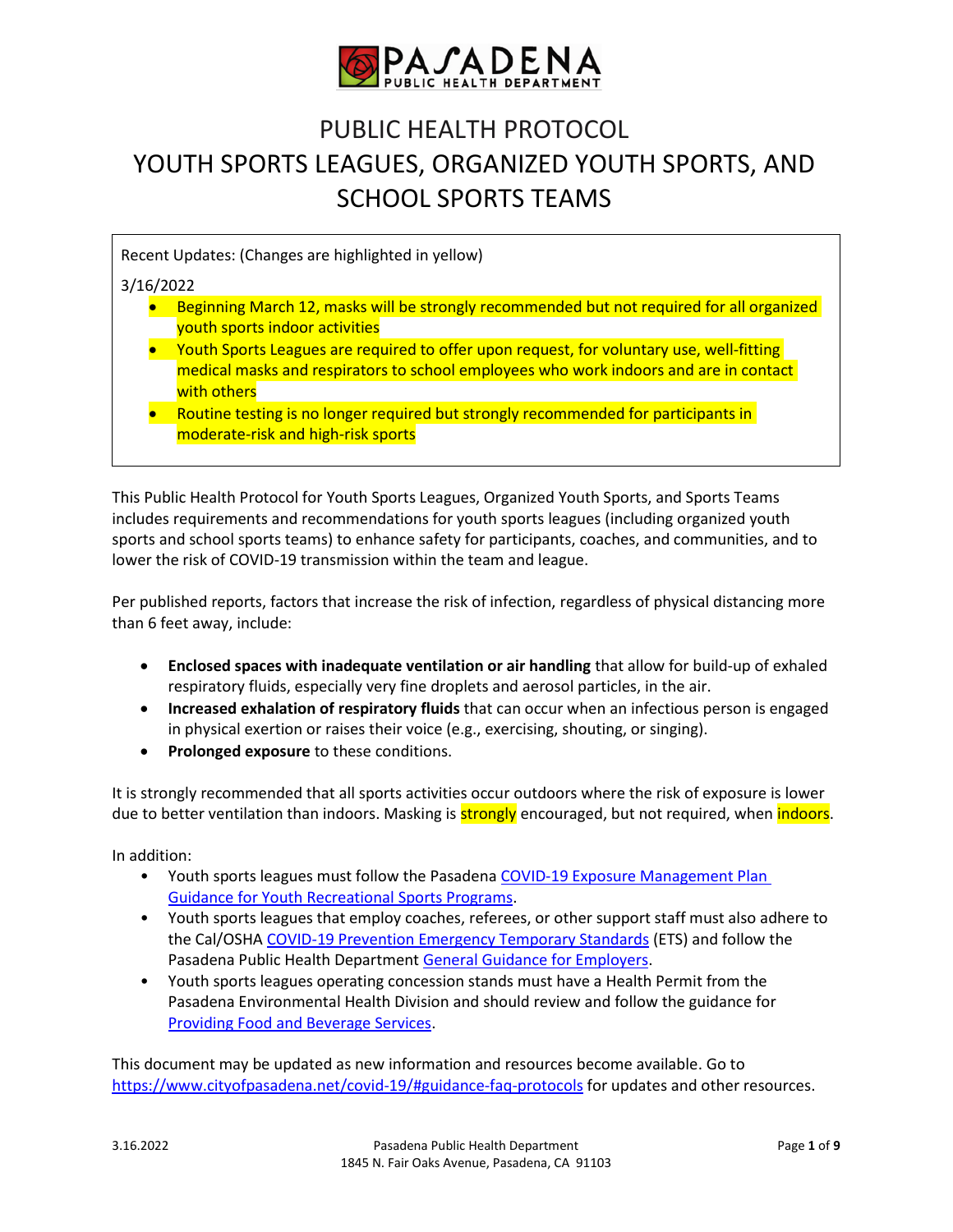PASADENA PUBLIC HEALTH DEPARTMENT

# PUBLIC HEALTH PROTOCOL
# YOUTH SPORTS LEAGUES, ORGANIZED YOUTH SPORTS, AND SCHOOL SPORTS TEAMS

Recent Updates: (Changes are highlighted in yellow)

3/16/2022

- Beginning March 12, masks will be strongly recommended but not required for all organized youth sports indoor activities
- Youth Sports Leagues are required to offer upon request, for voluntary use, well-fitting medical masks and respirators to school employees who work indoors and are in contact with others
- Routine testing is no longer required but strongly recommended for participants in moderate-risk and high-risk sports

This Public Health Protocol for Youth Sports Leagues, Organized Youth Sports, and Sports Teams includes requirements and recommendations for youth sports leagues (including organized youth sports and school sports teams) to enhance safety for participants, coaches, and communities, and to lower the risk of COVID-19 transmission within the team and league.

Per published reports, factors that increase the risk of infection, regardless of physical distancing more than 6 feet away, include:

- **Enclosed spaces with inadequate ventilation or air handling** that allow for build-up of exhaled respiratory fluids, especially very fine droplets and aerosol particles, in the air.
- **Increased exhalation of respiratory fluids** that can occur when an infectious person is engaged in physical exertion or raises their voice (e.g., exercising, shouting, or singing).
- **Prolonged exposure** to these conditions.

It is strongly recommended that all sports activities occur outdoors where the risk of exposure is lower due to better ventilation than indoors. Masking is strongly encouraged, but not required, when indoors.

In addition:

- Youth sports leagues must follow the Pasadena COVID-19 Exposure Management Plan Guidance for Youth Recreational Sports Programs.
- Youth sports leagues that employ coaches, referees, or other support staff must also adhere to the Cal/OSHA COVID-19 Prevention Emergency Temporary Standards (ETS) and follow the Pasadena Public Health Department General Guidance for Employers.
- Youth sports leagues operating concession stands must have a Health Permit from the Pasadena Environmental Health Division and should review and follow the guidance for Providing Food and Beverage Services.

This document may be updated as new information and resources become available. Go to https://www.cityofpasadena.net/covid-19/#guidance-faq-protocols for updates and other resources.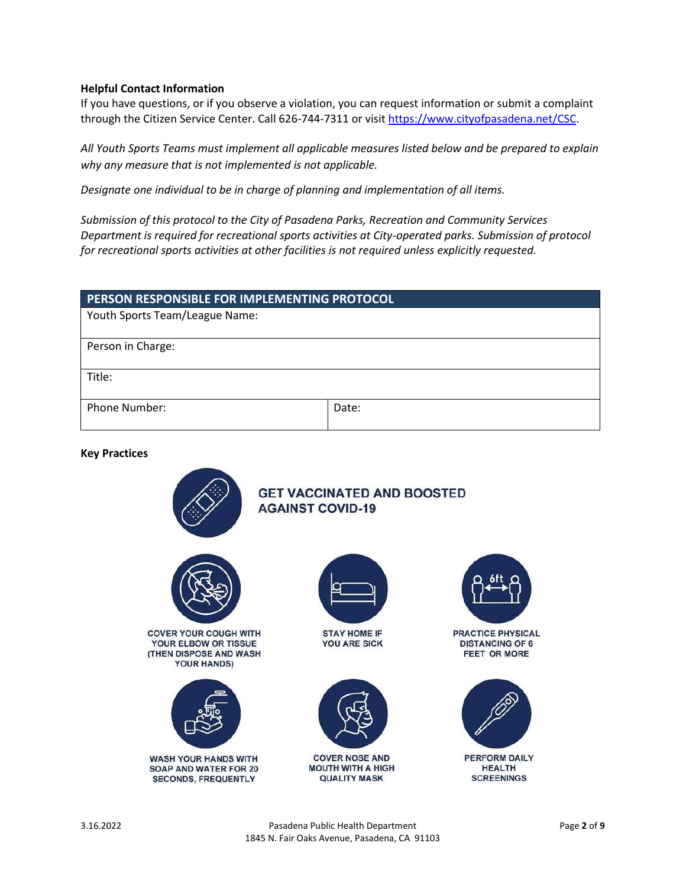**Helpful Contact Information**

If you have questions, or if you observe a violation, you can request information or submit a complaint through the Citizen Service Center. Call 626-744-7311 or visit https://www.cityofpasadena.net/CSC.

*All Youth Sports Teams must implement all applicable measures listed below and be prepared to explain why any measure that is not implemented is not applicable.*

*Designate one individual to be in charge of planning and implementation of all items.*

*Submission of this protocol to the City of Pasadena Parks, Recreation and Community Services Department is required for recreational sports activities at City-operated parks. Submission of protocol for recreational sports activities at other facilities is not required unless explicitly requested.*

| PERSON RESPONSIBLE FOR IMPLEMENTING PROTOCOL | |
|---|---|
| Youth Sports Team/League Name: | |
| Person in Charge: | |
| Title: | |
| Phone Number: | Date: |

**Key Practices**

GET VACCINATED AND BOOSTED AGAINST COVID-19

COVER YOUR COUGH WITH YOUR ELBOW OR TISSUE (THEN DISPOSE AND WASH YOUR HANDS)

STAY HOME IF YOU ARE SICK

PRACTICE PHYSICAL DISTANCING OF 6 FEET OR MORE

WASH YOUR HANDS WITH SOAP AND WATER FOR 20 SECONDS, FREQUENTLY

COVER NOSE AND MOUTH WITH A HIGH QUALITY MASK

PERFORM DAILY HEALTH SCREENINGS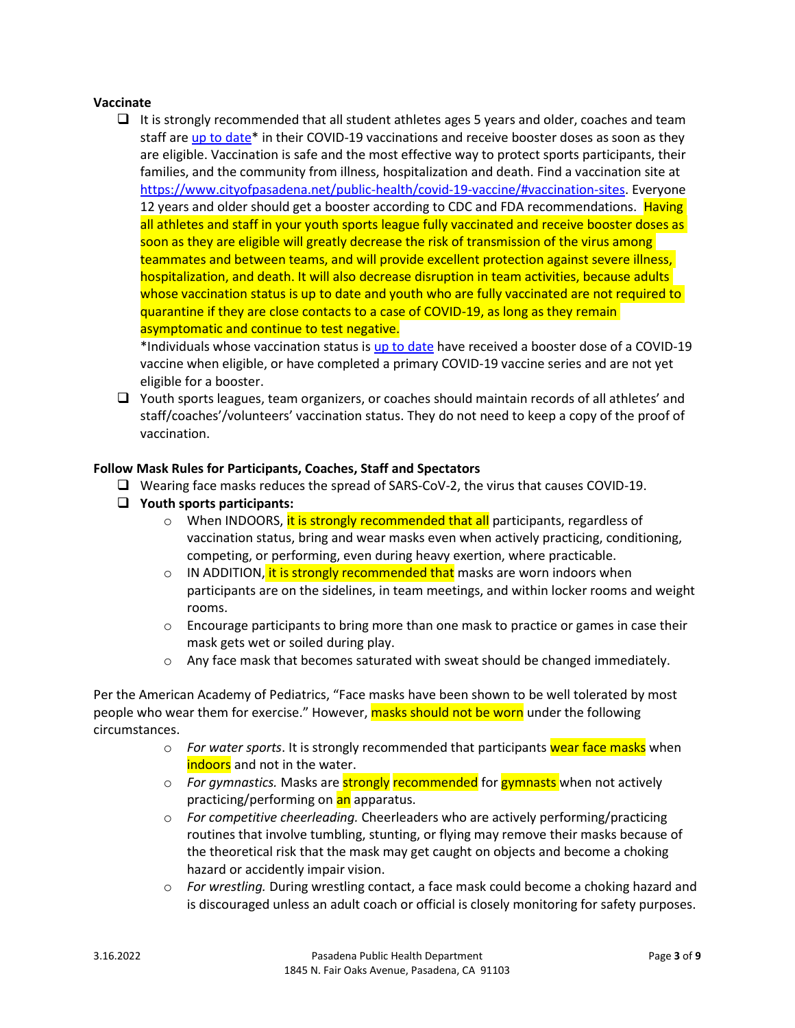**Vaccinate**

- It is strongly recommended that all student athletes ages 5 years and older, coaches and team staff are [up to date]* in their COVID-19 vaccinations and receive booster doses as soon as they are eligible. Vaccination is safe and the most effective way to protect sports participants, their families, and the community from illness, hospitalization and death. Find a vaccination site at https://www.cityofpasadena.net/public-health/covid-19-vaccine/#vaccination-sites. Everyone 12 years and older should get a booster according to CDC and FDA recommendations. Having all athletes and staff in your youth sports league fully vaccinated and receive booster doses as soon as they are eligible will greatly decrease the risk of transmission of the virus among teammates and between teams, and will provide excellent protection against severe illness, hospitalization, and death. It will also decrease disruption in team activities, because adults whose vaccination status is up to date and youth who are fully vaccinated are not required to quarantine if they are close contacts to a case of COVID-19, as long as they remain asymptomatic and continue to test negative.

  *Individuals whose vaccination status is up to date have received a booster dose of a COVID-19 vaccine when eligible, or have completed a primary COVID-19 vaccine series and are not yet eligible for a booster.

- Youth sports leagues, team organizers, or coaches should maintain records of all athletes' and staff/coaches'/volunteers' vaccination status. They do not need to keep a copy of the proof of vaccination.

**Follow Mask Rules for Participants, Coaches, Staff and Spectators**

- Wearing face masks reduces the spread of SARS-CoV-2, the virus that causes COVID-19.
- **Youth sports participants:**
  - When INDOORS, it is strongly recommended that all participants, regardless of vaccination status, bring and wear masks even when actively practicing, conditioning, competing, or performing, even during heavy exertion, where practicable.
  - IN ADDITION, it is strongly recommended that masks are worn indoors when participants are on the sidelines, in team meetings, and within locker rooms and weight rooms.
  - Encourage participants to bring more than one mask to practice or games in case their mask gets wet or soiled during play.
  - Any face mask that becomes saturated with sweat should be changed immediately.

Per the American Academy of Pediatrics, "Face masks have been shown to be well tolerated by most people who wear them for exercise." However, masks should not be worn under the following circumstances.

- *For water sports*. It is strongly recommended that participants wear face masks when indoors and not in the water.
- *For gymnastics.* Masks are strongly recommended for gymnasts when not actively practicing/performing on an apparatus.
- *For competitive cheerleading.* Cheerleaders who are actively performing/practicing routines that involve tumbling, stunting, or flying may remove their masks because of the theoretical risk that the mask may get caught on objects and become a choking hazard or accidently impair vision.
- *For wrestling.* During wrestling contact, a face mask could become a choking hazard and is discouraged unless an adult coach or official is closely monitoring for safety purposes.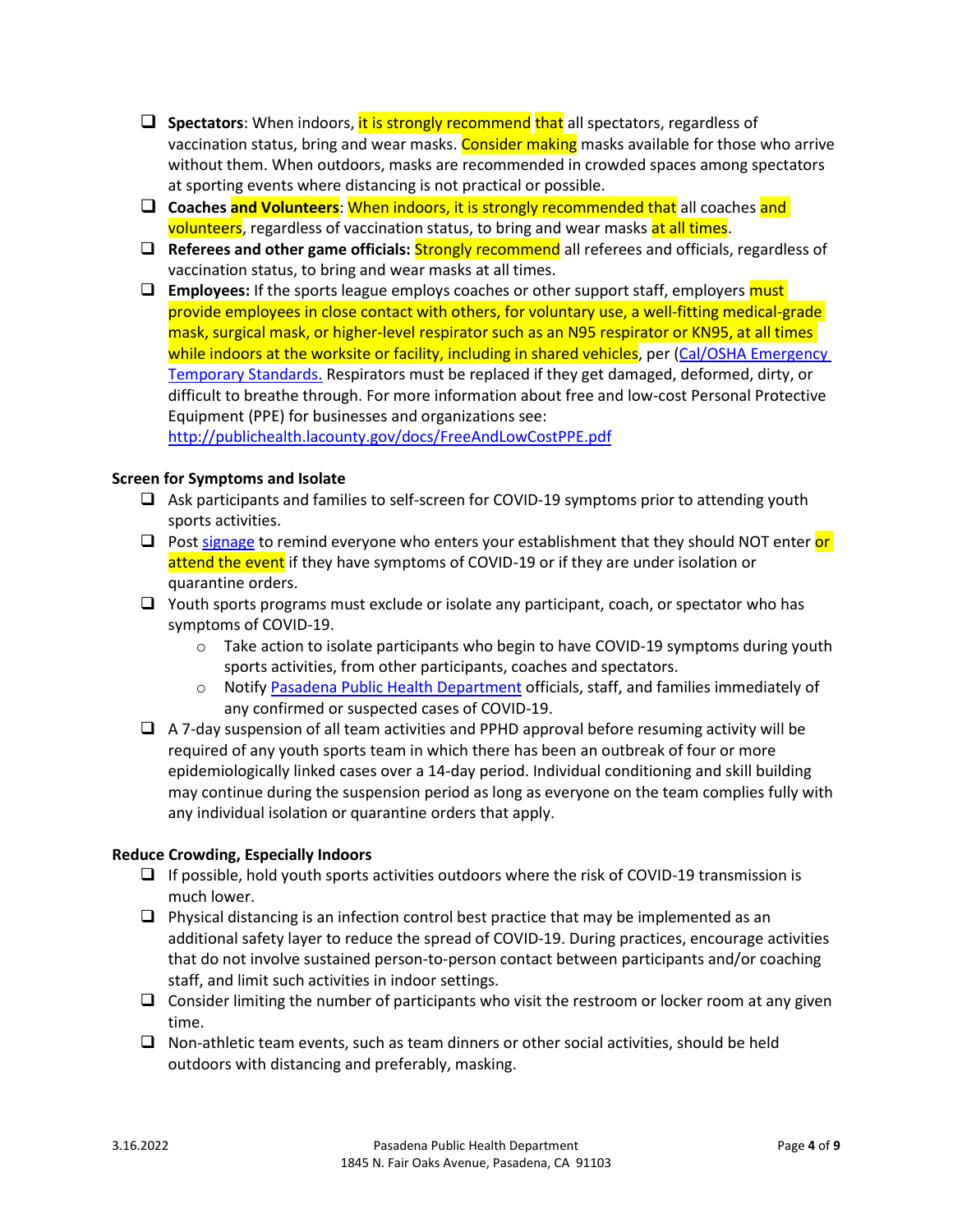- **Spectators**: When indoors, it is strongly recommend that all spectators, regardless of vaccination status, bring and wear masks. Consider making masks available for those who arrive without them. When outdoors, masks are recommended in crowded spaces among spectators at sporting events where distancing is not practical or possible.
- **Coaches and Volunteers**: When indoors, it is strongly recommended that all coaches and volunteers, regardless of vaccination status, to bring and wear masks at all times.
- **Referees and other game officials:** Strongly recommend all referees and officials, regardless of vaccination status, to bring and wear masks at all times.
- **Employees:** If the sports league employs coaches or other support staff, employers must provide employees in close contact with others, for voluntary use, a well-fitting medical-grade mask, surgical mask, or higher-level respirator such as an N95 respirator or KN95, at all times while indoors at the worksite or facility, including in shared vehicles, per (Cal/OSHA Emergency Temporary Standards. Respirators must be replaced if they get damaged, deformed, dirty, or difficult to breathe through. For more information about free and low-cost Personal Protective Equipment (PPE) for businesses and organizations see: http://publichealth.lacounty.gov/docs/FreeAndLowCostPPE.pdf

**Screen for Symptoms and Isolate**

- Ask participants and families to self-screen for COVID-19 symptoms prior to attending youth sports activities.
- Post signage to remind everyone who enters your establishment that they should NOT enter or attend the event if they have symptoms of COVID-19 or if they are under isolation or quarantine orders.
- Youth sports programs must exclude or isolate any participant, coach, or spectator who has symptoms of COVID-19.
  - Take action to isolate participants who begin to have COVID-19 symptoms during youth sports activities, from other participants, coaches and spectators.
  - Notify Pasadena Public Health Department officials, staff, and families immediately of any confirmed or suspected cases of COVID-19.
- A 7-day suspension of all team activities and PPHD approval before resuming activity will be required of any youth sports team in which there has been an outbreak of four or more epidemiologically linked cases over a 14-day period. Individual conditioning and skill building may continue during the suspension period as long as everyone on the team complies fully with any individual isolation or quarantine orders that apply.

**Reduce Crowding, Especially Indoors**

- If possible, hold youth sports activities outdoors where the risk of COVID-19 transmission is much lower.
- Physical distancing is an infection control best practice that may be implemented as an additional safety layer to reduce the spread of COVID-19. During practices, encourage activities that do not involve sustained person-to-person contact between participants and/or coaching staff, and limit such activities in indoor settings.
- Consider limiting the number of participants who visit the restroom or locker room at any given time.
- Non-athletic team events, such as team dinners or other social activities, should be held outdoors with distancing and preferably, masking.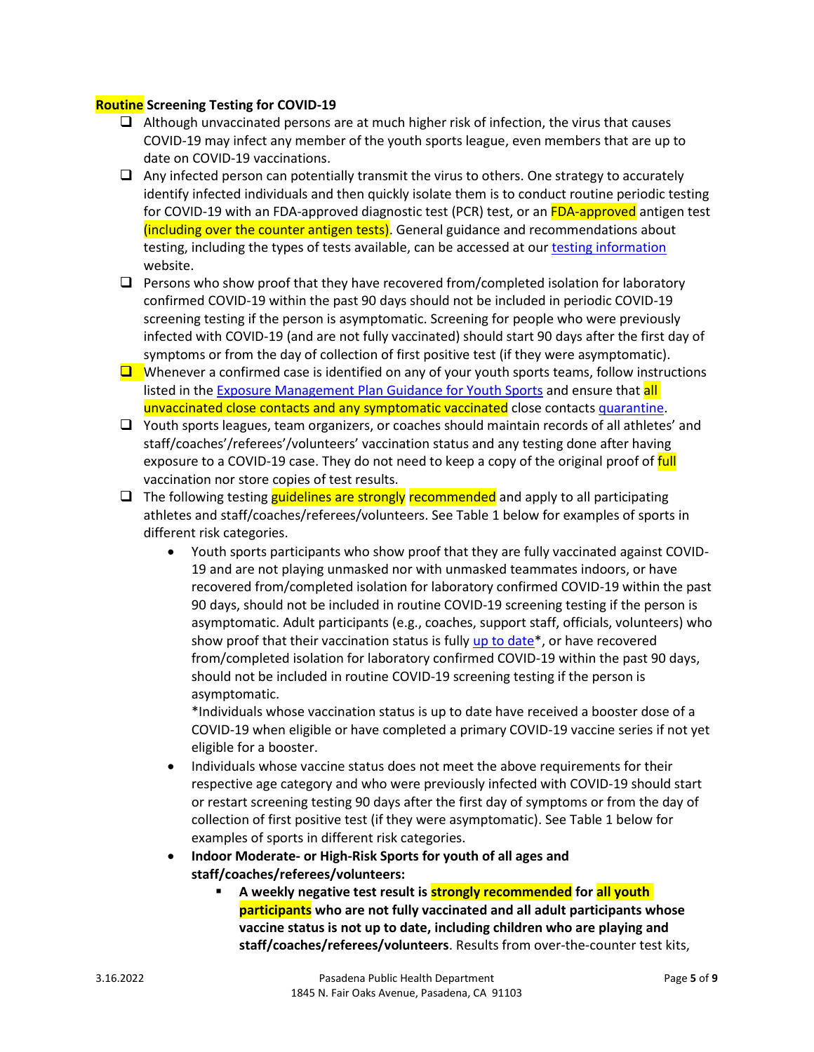**Routine Screening Testing for COVID-19**

- Although unvaccinated persons are at much higher risk of infection, the virus that causes COVID-19 may infect any member of the youth sports league, even members that up to date on COVID-19 vaccinations.
- Any infected person can potentially transmit the virus to others. One strategy to accurately identify infected individuals and then quickly isolate them is to conduct routine periodic testing for COVID-19 with an FDA-approved diagnostic test (PCR) test, or an FDA-approved antigen test (including over the counter antigen tests). General guidance and recommendations about testing, including the types of tests available, can be accessed at our testing information website.
- Persons who show proof that they have recovered from/completed isolation for laboratory confirmed COVID-19 within the past 90 days should not be included in periodic COVID-19 screening testing if the person is asymptomatic. Screening for people who were previously infected with COVID-19 (and are not fully vaccinated) should start 90 days after the first day of symptoms or from the day of collection of first positive test (if they were asymptomatic).
- Whenever a confirmed case is identified on any of your youth sports teams, follow instructions listed in the Exposure Management Plan Guidance for Youth Sports and ensure that all unvaccinated close contacts and any symptomatic vaccinated close contacts quarantine.
- Youth sports leagues, team organizers, or coaches should maintain records of all athletes' and staff/coaches'/referees'/volunteers' vaccination status and any testing done after having exposure to a COVID-19 case. They do not need to keep a copy of the original proof of full vaccination nor store copies of test results.
- The following testing guidelines are strongly recommended and apply to all participating athletes and staff/coaches/referees/volunteers. See Table 1 below for examples of sports in different risk categories.
  - Youth sports participants who show proof that they are fully vaccinated against COVID-19 and are not playing unmasked nor with unmasked teammates indoors, or have recovered from/completed isolation for laboratory confirmed COVID-19 within the past 90 days, should not be included in routine COVID-19 screening testing if the person is asymptomatic. Adult participants (e.g., coaches, support staff, officials, volunteers) who show proof that their vaccination status is fully up to date*, or have recovered from/completed isolation for laboratory confirmed COVID-19 within the past 90 days, should not be included in routine COVID-19 screening testing if the person is asymptomatic.
    *Individuals whose vaccination status is up to date have received a booster dose of a COVID-19 when eligible or have completed a primary COVID-19 vaccine series if not yet eligible for a booster.
  - Individuals whose vaccine status does not meet the above requirements for their respective age category and who were previously infected with COVID-19 should start or restart screening testing 90 days after the first day of symptoms or from the day of collection of first positive test (if they were asymptomatic). See Table 1 below for examples of sports in different risk categories.
  - **Indoor Moderate- or High-Risk Sports for youth of all ages and staff/coaches/referees/volunteers:**
    - **A weekly negative test result is strongly recommended for all youth participants who are not fully vaccinated and all adult participants whose vaccine status is not up to date, including children who are playing and staff/coaches/referees/volunteers**. Results from over-the-counter test kits,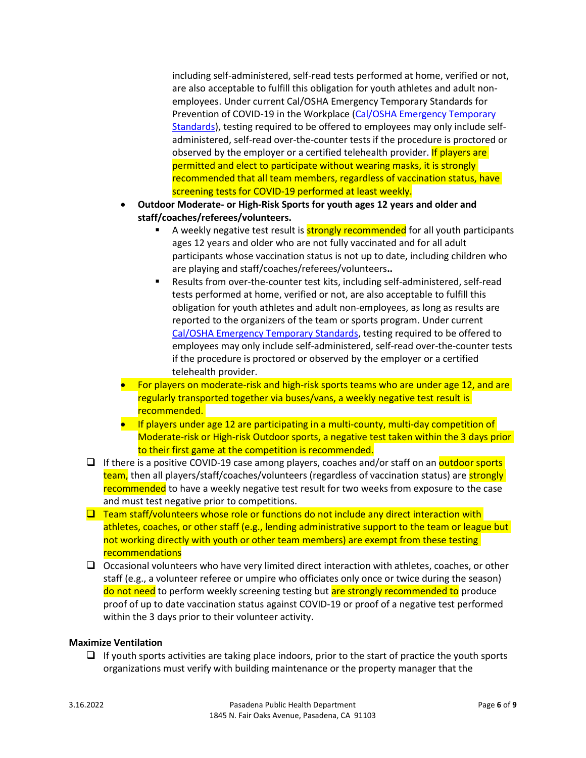including self-administered, self-read tests performed at home, verified or not, are also acceptable to fulfill this obligation for youth athletes and adult non-employees. Under current Cal/OSHA Emergency Temporary Standards for Prevention of COVID-19 in the Workplace ([Cal/OSHA Emergency Temporary Standards]()), testing required to be offered to employees may only include self-administered, self-read over-the-counter tests if the procedure is proctored or observed by the employer or a certified telehealth provider. If players are permitted and elect to participate without wearing masks, it is strongly recommended that all team members, regardless of vaccination status, have screening tests for COVID-19 performed at least weekly.

- **Outdoor Moderate- or High-Risk Sports for youth ages 12 years and older and staff/coaches/referees/volunteers.**
  - A weekly negative test result is strongly recommended for all youth participants ages 12 years and older who are not fully vaccinated and for all adult participants whose vaccination status is not up to date, including children who are playing and staff/coaches/referees/volunteers**..**
  - Results from over-the-counter test kits, including self-administered, self-read tests performed at home, verified or not, are also acceptable to fulfill this obligation for youth athletes and adult non-employees, as long as results are reported to the organizers of the team or sports program. Under current [Cal/OSHA Emergency Temporary Standards](), testing required to be offered to employees may only include self-administered, self-read over-the-counter tests if the procedure is proctored or observed by the employer or a certified telehealth provider.
- For players on moderate-risk and high-risk sports teams who are under age 12, and are regularly transported together via buses/vans, a weekly negative test result is recommended.
- If players under age 12 are participating in a multi-county, multi-day competition of Moderate-risk or High-risk Outdoor sports, a negative test taken within the 3 days prior to their first game at the competition is recommended.

- [ ] If there is a positive COVID-19 case among players, coaches and/or staff on an outdoor sports team, then all players/staff/coaches/volunteers (regardless of vaccination status) are strongly recommended to have a weekly negative test result for two weeks from exposure to the case and must test negative prior to competitions.
- [ ] Team staff/volunteers whose role or functions do not include any direct interaction with athletes, coaches, or other staff (e.g., lending administrative support to the team or league but not working directly with youth or other team members) are exempt from these testing recommendations
- [ ] Occasional volunteers who have very limited direct interaction with athletes, coaches, or other staff (e.g., a volunteer referee or umpire who officiates only once or twice during the season) do not need to perform weekly screening testing but are strongly recommended to produce proof of up to date vaccination status against COVID-19 or proof of a negative test performed within the 3 days prior to their volunteer activity.

**Maximize Ventilation**

- [ ] If youth sports activities are taking place indoors, prior to the start of practice the youth sports organizations must verify with building maintenance or the property manager that the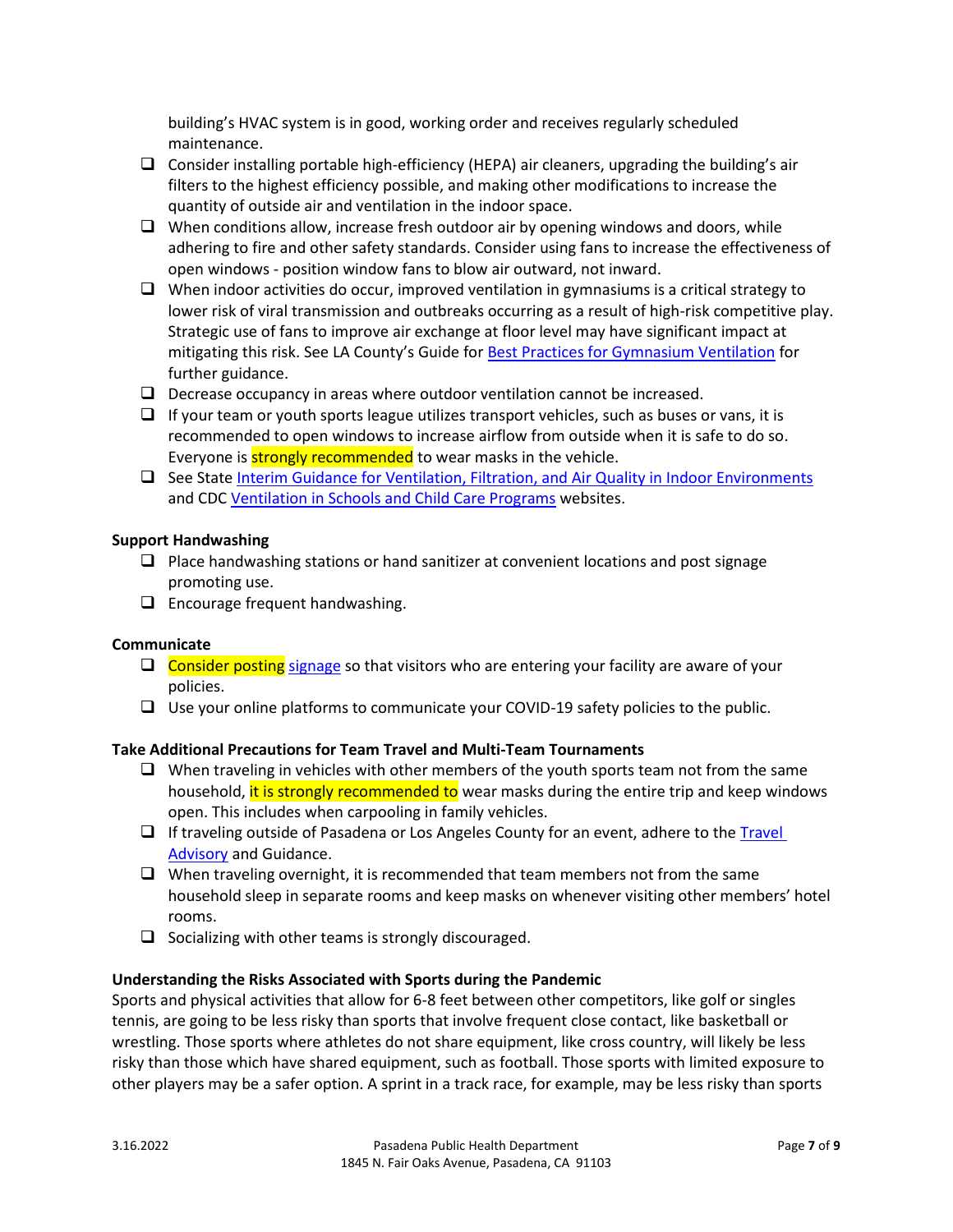building's HVAC system is in good, working order and receives regularly scheduled maintenance.

- ☐ Consider installing portable high-efficiency (HEPA) air cleaners, upgrading the building's air filters to the highest efficiency possible, and making other modifications to increase the quantity of outside air and ventilation in the indoor space.
- ☐ When conditions allow, increase fresh outdoor air by opening windows and doors, while adhering to fire and other safety standards. Consider using fans to increase the effectiveness of open windows - position window fans to blow air outward, not inward.
- ☐ When indoor activities do occur, improved ventilation in gymnasiums is a critical strategy to lower risk of viral transmission and outbreaks occurring as a result of high-risk competitive play. Strategic use of fans to improve air exchange at floor level may have significant impact at mitigating this risk. See LA County's Guide for [Best Practices for Gymnasium Ventilation]() for further guidance.
- ☐ Decrease occupancy in areas where outdoor ventilation cannot be increased.
- ☐ If your team or youth sports league utilizes transport vehicles, such as buses or vans, it is recommended to open windows to increase airflow from outside when it is safe to do so. Everyone is strongly recommended to wear masks in the vehicle.
- ☐ See State [Interim Guidance for Ventilation, Filtration, and Air Quality in Indoor Environments]() and CDC [Ventilation in Schools and Child Care Programs]() websites.

**Support Handwashing**

- ☐ Place handwashing stations or hand sanitizer at convenient locations and post signage promoting use.
- ☐ Encourage frequent handwashing.

**Communicate**

- ☐ Consider posting [signage]() so that visitors who are entering your facility are aware of your policies.
- ☐ Use your online platforms to communicate your COVID-19 safety policies to the public.

**Take Additional Precautions for Team Travel and Multi-Team Tournaments**

- ☐ When traveling in vehicles with other members of the youth sports team not from the same household, it is strongly recommended to wear masks during the entire trip and keep windows open. This includes when carpooling in family vehicles.
- ☐ If traveling outside of Pasadena or Los Angeles County for an event, adhere to the [Travel Advisory]() and Guidance.
- ☐ When traveling overnight, it is recommended that team members not from the same household sleep in separate rooms and keep masks on whenever visiting other members' hotel rooms.
- ☐ Socializing with other teams is strongly discouraged.

**Understanding the Risks Associated with Sports during the Pandemic**

Sports and physical activities that allow for 6-8 feet between other competitors, like golf or singles tennis, are going to be less risky than sports that involve frequent close contact, like basketball or wrestling. Those sports where athletes do not share equipment, like cross country, will likely be less risky than those which have shared equipment, such as football. Those sports with limited exposure to other players may be a safer option. A sprint in a track race, for example, may be less risky than sports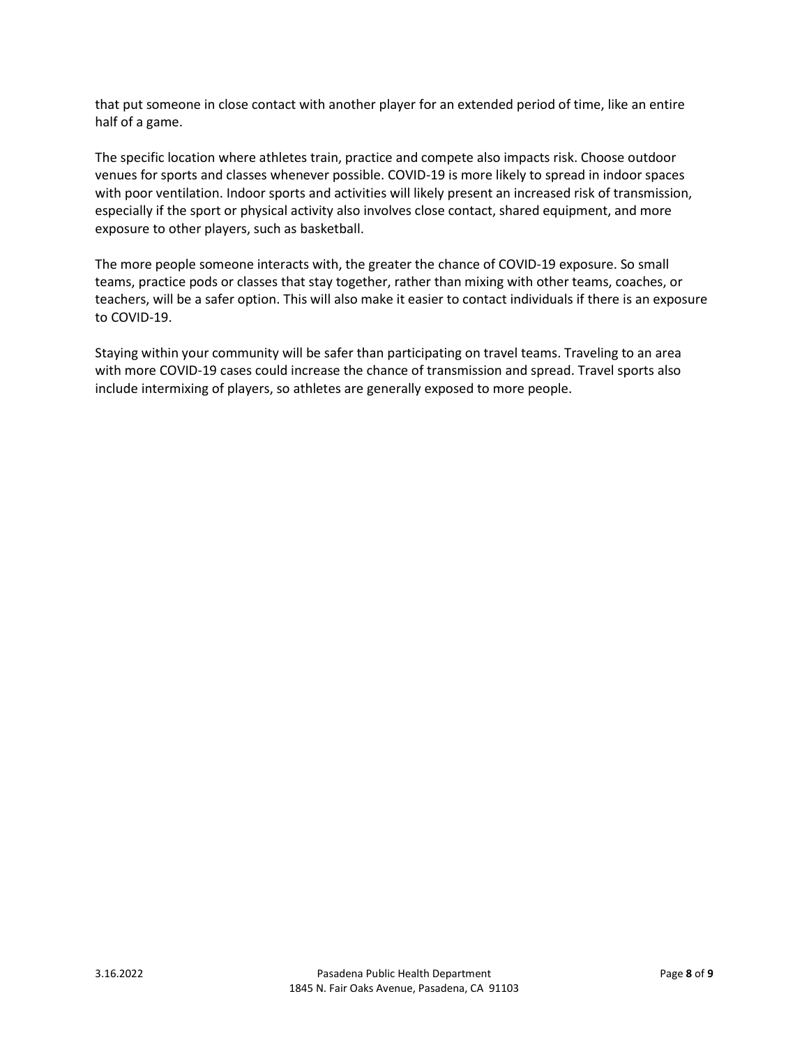that put someone in close contact with another player for an extended period of time, like an entire half of a game.

The specific location where athletes train, practice and compete also impacts risk. Choose outdoor venues for sports and classes whenever possible. COVID-19 is more likely to spread in indoor spaces with poor ventilation. Indoor sports and activities will likely present an increased risk of transmission, especially if the sport or physical activity also involves close contact, shared equipment, and more exposure to other players, such as basketball.

The more people someone interacts with, the greater the chance of COVID-19 exposure. So small teams, practice pods or classes that stay together, rather than mixing with other teams, coaches, or teachers, will be a safer option. This will also make it easier to contact individuals if there is an exposure to COVID-19.

Staying within your community will be safer than participating on travel teams. Traveling to an area with more COVID-19 cases could increase the chance of transmission and spread. Travel sports also include intermixing of players, so athletes are generally exposed to more people.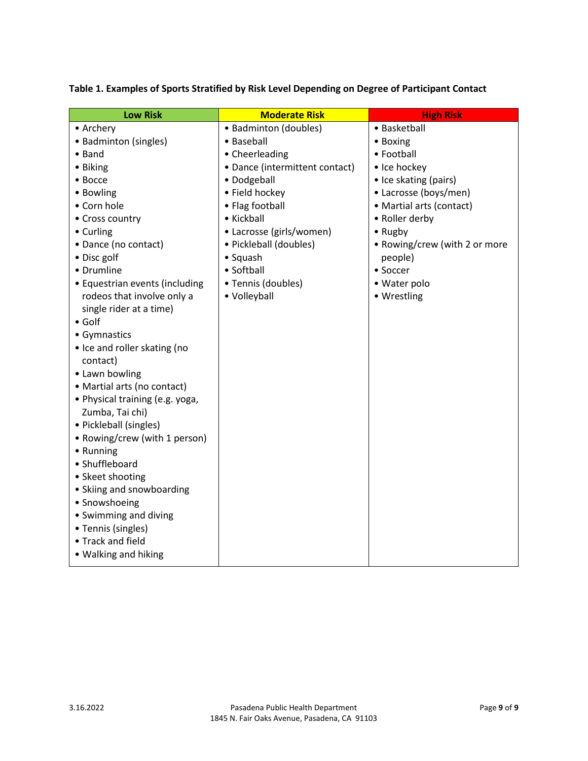**Table 1. Examples of Sports Stratified by Risk Level Depending on Degree of Participant Contact**

| Low Risk | Moderate Risk | High Risk |
| --- | --- | --- |
| • Archery | • Badminton (doubles) | • Basketball |
| • Badminton (singles) | • Baseball | • Boxing |
| • Band | • Cheerleading | • Football |
| • Biking | • Dance (intermittent contact) | • Ice hockey |
| • Bocce | • Dodgeball | • Ice skating (pairs) |
| • Bowling | • Field hockey | • Lacrosse (boys/men) |
| • Corn hole | • Flag football | • Martial arts (contact) |
| • Cross country | • Kickball | • Roller derby |
| • Curling | • Lacrosse (girls/women) | • Rugby |
| • Dance (no contact) | • Pickleball (doubles) | • Rowing/crew (with 2 or more people) |
| • Disc golf | • Squash | • Soccer |
| • Drumline | • Softball | • Water polo |
| • Equestrian events (including rodeos that involve only a single rider at a time) | • Tennis (doubles) | • Wrestling |
| • Golf | • Volleyball | |
| • Gymnastics | | |
| • Ice and roller skating (no contact) | | |
| • Lawn bowling | | |
| • Martial arts (no contact) | | |
| • Physical training (e.g. yoga, Zumba, Tai chi) | | |
| • Pickleball (singles) | | |
| • Rowing/crew (with 1 person) | | |
| • Running | | |
| • Shuffleboard | | |
| • Skeet shooting | | |
| • Skiing and snowboarding | | |
| • Snowshoeing | | |
| • Swimming and diving | | |
| • Tennis (singles) | | |
| • Track and field | | |
| • Walking and hiking | | |